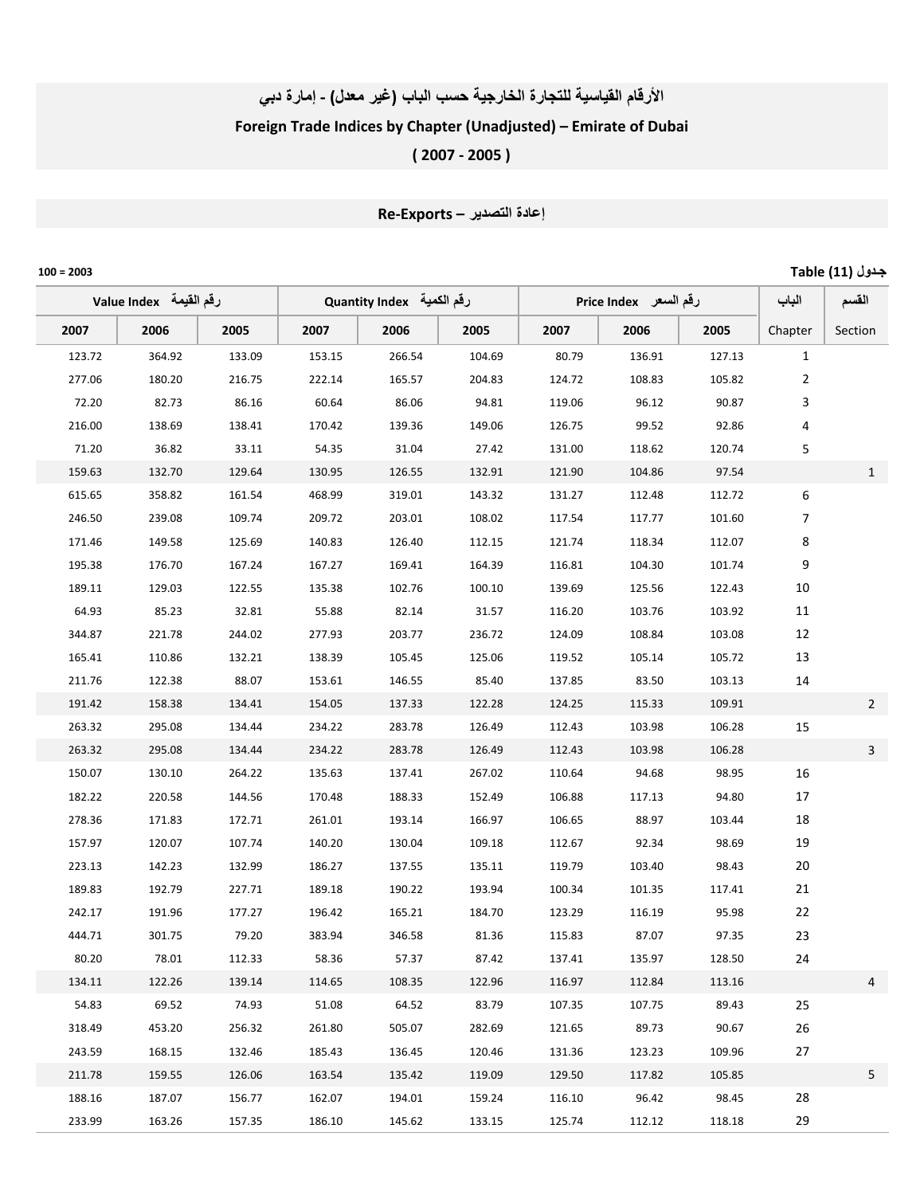# الأرقام القياسية للتجارة الخارجية حسب الباب (غير معدل) - إمارة دبي

## Foreign Trade Indices by Chapter (Unadjusted) – Emirate of Dubai

## ( 2007 - 2005 )

### إعادة التصدير – Re-Exports

جدول (11) Table

100 = 2003

| Value Index رقم القيمة | | | Quantity Index رقم الكمية | | | Price Index رقم السعر | | | الباب | القسم |
|---|---|---|---|---|---|---|---|---|---|---|
| 2007 | 2006 | 2005 | 2007 | 2006 | 2005 | 2007 | 2006 | 2005 | Chapter | Section |
| 123.72 | 364.92 | 133.09 | 153.15 | 266.54 | 104.69 | 80.79 | 136.91 | 127.13 | 1 | |
| 277.06 | 180.20 | 216.75 | 222.14 | 165.57 | 204.83 | 124.72 | 108.83 | 105.82 | 2 | |
| 72.20 | 82.73 | 86.16 | 60.64 | 86.06 | 94.81 | 119.06 | 96.12 | 90.87 | 3 | |
| 216.00 | 138.69 | 138.41 | 170.42 | 139.36 | 149.06 | 126.75 | 99.52 | 92.86 | 4 | |
| 71.20 | 36.82 | 33.11 | 54.35 | 31.04 | 27.42 | 131.00 | 118.62 | 120.74 | 5 | |
| 159.63 | 132.70 | 129.64 | 130.95 | 126.55 | 132.91 | 121.90 | 104.86 | 97.54 | | 1 |
| 615.65 | 358.82 | 161.54 | 468.99 | 319.01 | 143.32 | 131.27 | 112.48 | 112.72 | 6 | |
| 246.50 | 239.08 | 109.74 | 209.72 | 203.01 | 108.02 | 117.54 | 117.77 | 101.60 | 7 | |
| 171.46 | 149.58 | 125.69 | 140.83 | 126.40 | 112.15 | 121.74 | 118.34 | 112.07 | 8 | |
| 195.38 | 176.70 | 167.24 | 167.27 | 169.41 | 164.39 | 116.81 | 104.30 | 101.74 | 9 | |
| 189.11 | 129.03 | 122.55 | 135.38 | 102.76 | 100.10 | 139.69 | 125.56 | 122.43 | 10 | |
| 64.93 | 85.23 | 32.81 | 55.88 | 82.14 | 31.57 | 116.20 | 103.76 | 103.92 | 11 | |
| 344.87 | 221.78 | 244.02 | 277.93 | 203.77 | 236.72 | 124.09 | 108.84 | 103.08 | 12 | |
| 165.41 | 110.86 | 132.21 | 138.39 | 105.45 | 125.06 | 119.52 | 105.14 | 105.72 | 13 | |
| 211.76 | 122.38 | 88.07 | 153.61 | 146.55 | 85.40 | 137.85 | 83.50 | 103.13 | 14 | |
| 191.42 | 158.38 | 134.41 | 154.05 | 137.33 | 122.28 | 124.25 | 115.33 | 109.91 | | 2 |
| 263.32 | 295.08 | 134.44 | 234.22 | 283.78 | 126.49 | 112.43 | 103.98 | 106.28 | 15 | |
| 263.32 | 295.08 | 134.44 | 234.22 | 283.78 | 126.49 | 112.43 | 103.98 | 106.28 | | 3 |
| 150.07 | 130.10 | 264.22 | 135.63 | 137.41 | 267.02 | 110.64 | 94.68 | 98.95 | 16 | |
| 182.22 | 220.58 | 144.56 | 170.48 | 188.33 | 152.49 | 106.88 | 117.13 | 94.80 | 17 | |
| 278.36 | 171.83 | 172.71 | 261.01 | 193.14 | 166.97 | 106.65 | 88.97 | 103.44 | 18 | |
| 157.97 | 120.07 | 107.74 | 140.20 | 130.04 | 109.18 | 112.67 | 92.34 | 98.69 | 19 | |
| 223.13 | 142.23 | 132.99 | 186.27 | 137.55 | 135.11 | 119.79 | 103.40 | 98.43 | 20 | |
| 189.83 | 192.79 | 227.71 | 189.18 | 190.22 | 193.94 | 100.34 | 101.35 | 117.41 | 21 | |
| 242.17 | 191.96 | 177.27 | 196.42 | 165.21 | 184.70 | 123.29 | 116.19 | 95.98 | 22 | |
| 444.71 | 301.75 | 79.20 | 383.94 | 346.58 | 81.36 | 115.83 | 87.07 | 97.35 | 23 | |
| 80.20 | 78.01 | 112.33 | 58.36 | 57.37 | 87.42 | 137.41 | 135.97 | 128.50 | 24 | |
| 134.11 | 122.26 | 139.14 | 114.65 | 108.35 | 122.96 | 116.97 | 112.84 | 113.16 | | 4 |
| 54.83 | 69.52 | 74.93 | 51.08 | 64.52 | 83.79 | 107.35 | 107.75 | 89.43 | 25 | |
| 318.49 | 453.20 | 256.32 | 261.80 | 505.07 | 282.69 | 121.65 | 89.73 | 90.67 | 26 | |
| 243.59 | 168.15 | 132.46 | 185.43 | 136.45 | 120.46 | 131.36 | 123.23 | 109.96 | 27 | |
| 211.78 | 159.55 | 126.06 | 163.54 | 135.42 | 119.09 | 129.50 | 117.82 | 105.85 | | 5 |
| 188.16 | 187.07 | 156.77 | 162.07 | 194.01 | 159.24 | 116.10 | 96.42 | 98.45 | 28 | |
| 233.99 | 163.26 | 157.35 | 186.10 | 145.62 | 133.15 | 125.74 | 112.12 | 118.18 | 29 | |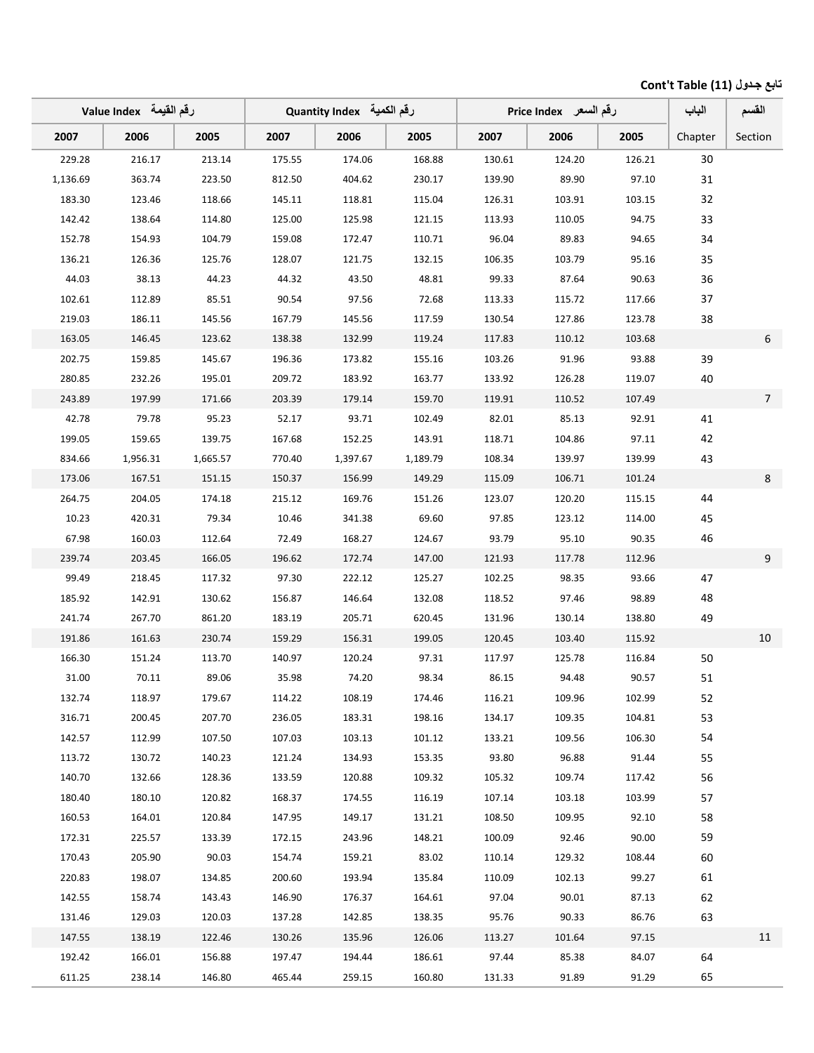**تابع جدول (11) Cont't Table**

| Value Index رقم القيمة | | | Quantity Index رقم الكمية | | | Price Index رقم السعر | | | الباب | القسم |
|---|---|---|---|---|---|---|---|---|---|---|
| 2007 | 2006 | 2005 | 2007 | 2006 | 2005 | 2007 | 2006 | 2005 | Chapter | Section |
| 229.28 | 216.17 | 213.14 | 175.55 | 174.06 | 168.88 | 130.61 | 124.20 | 126.21 | 30 | |
| 1,136.69 | 363.74 | 223.50 | 812.50 | 404.62 | 230.17 | 139.90 | 89.90 | 97.10 | 31 | |
| 183.30 | 123.46 | 118.66 | 145.11 | 118.81 | 115.04 | 126.31 | 103.91 | 103.15 | 32 | |
| 142.42 | 138.64 | 114.80 | 125.00 | 125.98 | 121.15 | 113.93 | 110.05 | 94.75 | 33 | |
| 152.78 | 154.93 | 104.79 | 159.08 | 172.47 | 110.71 | 96.04 | 89.83 | 94.65 | 34 | |
| 136.21 | 126.36 | 125.76 | 128.07 | 121.75 | 132.15 | 106.35 | 103.79 | 95.16 | 35 | |
| 44.03 | 38.13 | 44.23 | 44.32 | 43.50 | 48.81 | 99.33 | 87.64 | 90.63 | 36 | |
| 102.61 | 112.89 | 85.51 | 90.54 | 97.56 | 72.68 | 113.33 | 115.72 | 117.66 | 37 | |
| 219.03 | 186.11 | 145.56 | 167.79 | 145.56 | 117.59 | 130.54 | 127.86 | 123.78 | 38 | |
| 163.05 | 146.45 | 123.62 | 138.38 | 132.99 | 119.24 | 117.83 | 110.12 | 103.68 | | 6 |
| 202.75 | 159.85 | 145.67 | 196.36 | 173.82 | 155.16 | 103.26 | 91.96 | 93.88 | 39 | |
| 280.85 | 232.26 | 195.01 | 209.72 | 183.92 | 163.77 | 133.92 | 126.28 | 119.07 | 40 | |
| 243.89 | 197.99 | 171.66 | 203.39 | 179.14 | 159.70 | 119.91 | 110.52 | 107.49 | | 7 |
| 42.78 | 79.78 | 95.23 | 52.17 | 93.71 | 102.49 | 82.01 | 85.13 | 92.91 | 41 | |
| 199.05 | 159.65 | 139.75 | 167.68 | 152.25 | 143.91 | 118.71 | 104.86 | 97.11 | 42 | |
| 834.66 | 1,956.31 | 1,665.57 | 770.40 | 1,397.67 | 1,189.79 | 108.34 | 139.97 | 139.99 | 43 | |
| 173.06 | 167.51 | 151.15 | 150.37 | 156.99 | 149.29 | 115.09 | 106.71 | 101.24 | | 8 |
| 264.75 | 204.05 | 174.18 | 215.12 | 169.76 | 151.26 | 123.07 | 120.20 | 115.15 | 44 | |
| 10.23 | 420.31 | 79.34 | 10.46 | 341.38 | 69.60 | 97.85 | 123.12 | 114.00 | 45 | |
| 67.98 | 160.03 | 112.64 | 72.49 | 168.27 | 124.67 | 93.79 | 95.10 | 90.35 | 46 | |
| 239.74 | 203.45 | 166.05 | 196.62 | 172.74 | 147.00 | 121.93 | 117.78 | 112.96 | | 9 |
| 99.49 | 218.45 | 117.32 | 97.30 | 222.12 | 125.27 | 102.25 | 98.35 | 93.66 | 47 | |
| 185.92 | 142.91 | 130.62 | 156.87 | 146.64 | 132.08 | 118.52 | 97.46 | 98.89 | 48 | |
| 241.74 | 267.70 | 861.20 | 183.19 | 205.71 | 620.45 | 131.96 | 130.14 | 138.80 | 49 | |
| 191.86 | 161.63 | 230.74 | 159.29 | 156.31 | 199.05 | 120.45 | 103.40 | 115.92 | | 10 |
| 166.30 | 151.24 | 113.70 | 140.97 | 120.24 | 97.31 | 117.97 | 125.78 | 116.84 | 50 | |
| 31.00 | 70.11 | 89.06 | 35.98 | 74.20 | 98.34 | 86.15 | 94.48 | 90.57 | 51 | |
| 132.74 | 118.97 | 179.67 | 114.22 | 108.19 | 174.46 | 116.21 | 109.96 | 102.99 | 52 | |
| 316.71 | 200.45 | 207.70 | 236.05 | 183.31 | 198.16 | 134.17 | 109.35 | 104.81 | 53 | |
| 142.57 | 112.99 | 107.50 | 107.03 | 103.13 | 101.12 | 133.21 | 109.56 | 106.30 | 54 | |
| 113.72 | 130.72 | 140.23 | 121.24 | 134.93 | 153.35 | 93.80 | 96.88 | 91.44 | 55 | |
| 140.70 | 132.66 | 128.36 | 133.59 | 120.88 | 109.32 | 105.32 | 109.74 | 117.42 | 56 | |
| 180.40 | 180.10 | 120.82 | 168.37 | 174.55 | 116.19 | 107.14 | 103.18 | 103.99 | 57 | |
| 160.53 | 164.01 | 120.84 | 147.95 | 149.17 | 131.21 | 108.50 | 109.95 | 92.10 | 58 | |
| 172.31 | 225.57 | 133.39 | 172.15 | 243.96 | 148.21 | 100.09 | 92.46 | 90.00 | 59 | |
| 170.43 | 205.90 | 90.03 | 154.74 | 159.21 | 83.02 | 110.14 | 129.32 | 108.44 | 60 | |
| 220.83 | 198.07 | 134.85 | 200.60 | 193.94 | 135.84 | 110.09 | 102.13 | 99.27 | 61 | |
| 142.55 | 158.74 | 143.43 | 146.90 | 176.37 | 164.61 | 97.04 | 90.01 | 87.13 | 62 | |
| 131.46 | 129.03 | 120.03 | 137.28 | 142.85 | 138.35 | 95.76 | 90.33 | 86.76 | 63 | |
| 147.55 | 138.19 | 122.46 | 130.26 | 135.96 | 126.06 | 113.27 | 101.64 | 97.15 | | 11 |
| 192.42 | 166.01 | 156.88 | 197.47 | 194.44 | 186.61 | 97.44 | 85.38 | 84.07 | 64 | |
| 611.25 | 238.14 | 146.80 | 465.44 | 259.15 | 160.80 | 131.33 | 91.89 | 91.29 | 65 | |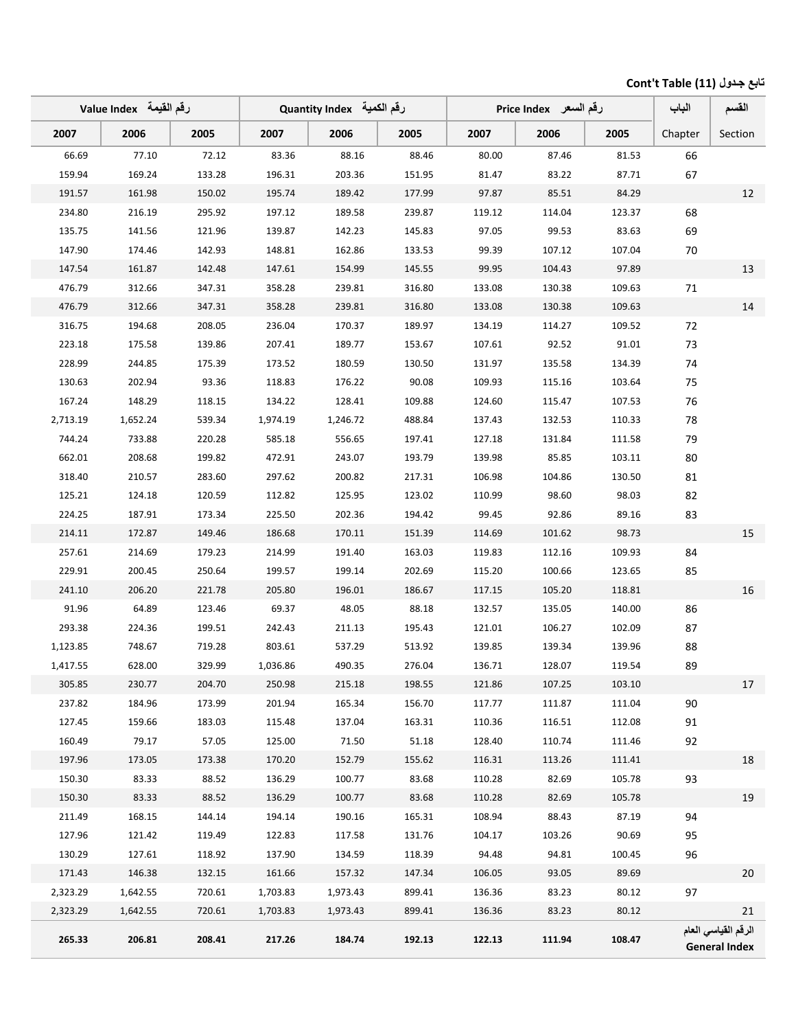**Cont't Table (11) تابع جدول**

| Value Index رقم القيمة | | | Quantity Index رقم الكمية | | | Price Index رقم السعر | | | الباب | القسم |
|---|---|---|---|---|---|---|---|---|---|---|
| 2007 | 2006 | 2005 | 2007 | 2006 | 2005 | 2007 | 2006 | 2005 | Chapter | Section |
| 66.69 | 77.10 | 72.12 | 83.36 | 88.16 | 88.46 | 80.00 | 87.46 | 81.53 | 66 | |
| 159.94 | 169.24 | 133.28 | 196.31 | 203.36 | 151.95 | 81.47 | 83.22 | 87.71 | 67 | |
| 191.57 | 161.98 | 150.02 | 195.74 | 189.42 | 177.99 | 97.87 | 85.51 | 84.29 | | 12 |
| 234.80 | 216.19 | 295.92 | 197.12 | 189.58 | 239.87 | 119.12 | 114.04 | 123.37 | 68 | |
| 135.75 | 141.56 | 121.96 | 139.87 | 142.23 | 145.83 | 97.05 | 99.53 | 83.63 | 69 | |
| 147.90 | 174.46 | 142.93 | 148.81 | 162.86 | 133.53 | 99.39 | 107.12 | 107.04 | 70 | |
| 147.54 | 161.87 | 142.48 | 147.61 | 154.99 | 145.55 | 99.95 | 104.43 | 97.89 | | 13 |
| 476.79 | 312.66 | 347.31 | 358.28 | 239.81 | 316.80 | 133.08 | 130.38 | 109.63 | 71 | |
| 476.79 | 312.66 | 347.31 | 358.28 | 239.81 | 316.80 | 133.08 | 130.38 | 109.63 | | 14 |
| 316.75 | 194.68 | 208.05 | 236.04 | 170.37 | 189.97 | 134.19 | 114.27 | 109.52 | 72 | |
| 223.18 | 175.58 | 139.86 | 207.41 | 189.77 | 153.67 | 107.61 | 92.52 | 91.01 | 73 | |
| 228.99 | 244.85 | 175.39 | 173.52 | 180.59 | 130.50 | 131.97 | 135.58 | 134.39 | 74 | |
| 130.63 | 202.94 | 93.36 | 118.83 | 176.22 | 90.08 | 109.93 | 115.16 | 103.64 | 75 | |
| 167.24 | 148.29 | 118.15 | 134.22 | 128.41 | 109.88 | 124.60 | 115.47 | 107.53 | 76 | |
| 2,713.19 | 1,652.24 | 539.34 | 1,974.19 | 1,246.72 | 488.84 | 137.43 | 132.53 | 110.33 | 78 | |
| 744.24 | 733.88 | 220.28 | 585.18 | 556.65 | 197.41 | 127.18 | 131.84 | 111.58 | 79 | |
| 662.01 | 208.68 | 199.82 | 472.91 | 243.07 | 193.79 | 139.98 | 85.85 | 103.11 | 80 | |
| 318.40 | 210.57 | 283.60 | 297.62 | 200.82 | 217.31 | 106.98 | 104.86 | 130.50 | 81 | |
| 125.21 | 124.18 | 120.59 | 112.82 | 125.95 | 123.02 | 110.99 | 98.60 | 98.03 | 82 | |
| 224.25 | 187.91 | 173.34 | 225.50 | 202.36 | 194.42 | 99.45 | 92.86 | 89.16 | 83 | |
| 214.11 | 172.87 | 149.46 | 186.68 | 170.11 | 151.39 | 114.69 | 101.62 | 98.73 | | 15 |
| 257.61 | 214.69 | 179.23 | 214.99 | 191.40 | 163.03 | 119.83 | 112.16 | 109.93 | 84 | |
| 229.91 | 200.45 | 250.64 | 199.57 | 199.14 | 202.69 | 115.20 | 100.66 | 123.65 | 85 | |
| 241.10 | 206.20 | 221.78 | 205.80 | 196.01 | 186.67 | 117.15 | 105.20 | 118.81 | | 16 |
| 91.96 | 64.89 | 123.46 | 69.37 | 48.05 | 88.18 | 132.57 | 135.05 | 140.00 | 86 | |
| 293.38 | 224.36 | 199.51 | 242.43 | 211.13 | 195.43 | 121.01 | 106.27 | 102.09 | 87 | |
| 1,123.85 | 748.67 | 719.28 | 803.61 | 537.29 | 513.92 | 139.85 | 139.34 | 139.96 | 88 | |
| 1,417.55 | 628.00 | 329.99 | 1,036.86 | 490.35 | 276.04 | 136.71 | 128.07 | 119.54 | 89 | |
| 305.85 | 230.77 | 204.70 | 250.98 | 215.18 | 198.55 | 121.86 | 107.25 | 103.10 | | 17 |
| 237.82 | 184.96 | 173.99 | 201.94 | 165.34 | 156.70 | 117.77 | 111.87 | 111.04 | 90 | |
| 127.45 | 159.66 | 183.03 | 115.48 | 137.04 | 163.31 | 110.36 | 116.51 | 112.08 | 91 | |
| 160.49 | 79.17 | 57.05 | 125.00 | 71.50 | 51.18 | 128.40 | 110.74 | 111.46 | 92 | |
| 197.96 | 173.05 | 173.38 | 170.20 | 152.79 | 155.62 | 116.31 | 113.26 | 111.41 | | 18 |
| 150.30 | 83.33 | 88.52 | 136.29 | 100.77 | 83.68 | 110.28 | 82.69 | 105.78 | 93 | |
| 150.30 | 83.33 | 88.52 | 136.29 | 100.77 | 83.68 | 110.28 | 82.69 | 105.78 | | 19 |
| 211.49 | 168.15 | 144.14 | 194.14 | 190.16 | 165.31 | 108.94 | 88.43 | 87.19 | 94 | |
| 127.96 | 121.42 | 119.49 | 122.83 | 117.58 | 131.76 | 104.17 | 103.26 | 90.69 | 95 | |
| 130.29 | 127.61 | 118.92 | 137.90 | 134.59 | 118.39 | 94.48 | 94.81 | 100.45 | 96 | |
| 171.43 | 146.38 | 132.15 | 161.66 | 157.32 | 147.34 | 106.05 | 93.05 | 89.69 | | 20 |
| 2,323.29 | 1,642.55 | 720.61 | 1,703.83 | 1,973.43 | 899.41 | 136.36 | 83.23 | 80.12 | 97 | |
| 2,323.29 | 1,642.55 | 720.61 | 1,703.83 | 1,973.43 | 899.41 | 136.36 | 83.23 | 80.12 | | 21 |
| **265.33** | **206.81** | **208.41** | **217.26** | **184.74** | **192.13** | **122.13** | **111.94** | **108.47** | **الرقم القياسي العام General Index** | |